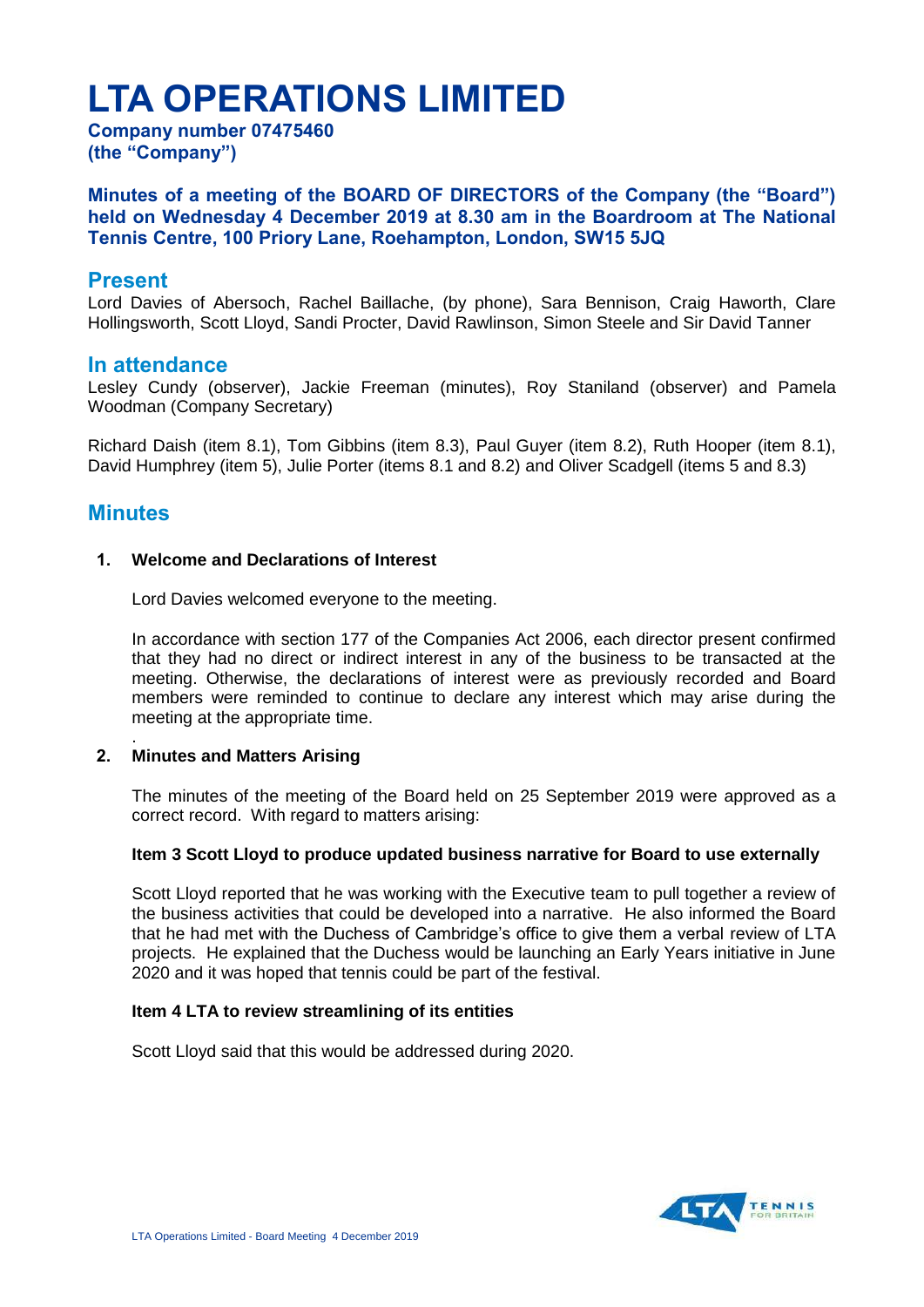# LTA OPERATIONS LIMITED

**Company number 07475460**
**(the "Company")**

**Minutes of a meeting of the BOARD OF DIRECTORS of the Company (the "Board") held on Wednesday 4 December 2019 at 8.30 am in the Boardroom at The National Tennis Centre, 100 Priory Lane, Roehampton, London, SW15 5JQ**

## Present

Lord Davies of Abersoch, Rachel Baillache, (by phone), Sara Bennison, Craig Haworth, Clare Hollingsworth, Scott Lloyd, Sandi Procter, David Rawlinson, Simon Steele and Sir David Tanner

## In attendance

Lesley Cundy (observer), Jackie Freeman (minutes), Roy Staniland (observer) and Pamela Woodman (Company Secretary)

Richard Daish (item 8.1), Tom Gibbins (item 8.3), Paul Guyer (item 8.2), Ruth Hooper (item 8.1), David Humphrey (item 5), Julie Porter (items 8.1 and 8.2) and Oliver Scadgell (items 5 and 8.3)

## Minutes

**1. Welcome and Declarations of Interest**

Lord Davies welcomed everyone to the meeting.

In accordance with section 177 of the Companies Act 2006, each director present confirmed that they had no direct or indirect interest in any of the business to be transacted at the meeting. Otherwise, the declarations of interest were as previously recorded and Board members were reminded to continue to declare any interest which may arise during the meeting at the appropriate time.

**2. Minutes and Matters Arising**

The minutes of the meeting of the Board held on 25 September 2019 were approved as a correct record. With regard to matters arising:

**Item 3 Scott Lloyd to produce updated business narrative for Board to use externally**

Scott Lloyd reported that he was working with the Executive team to pull together a review of the business activities that could be developed into a narrative. He also informed the Board that he had met with the Duchess of Cambridge's office to give them a verbal review of LTA projects. He explained that the Duchess would be launching an Early Years initiative in June 2020 and it was hoped that tennis could be part of the festival.

**Item 4 LTA to review streamlining of its entities**

Scott Lloyd said that this would be addressed during 2020.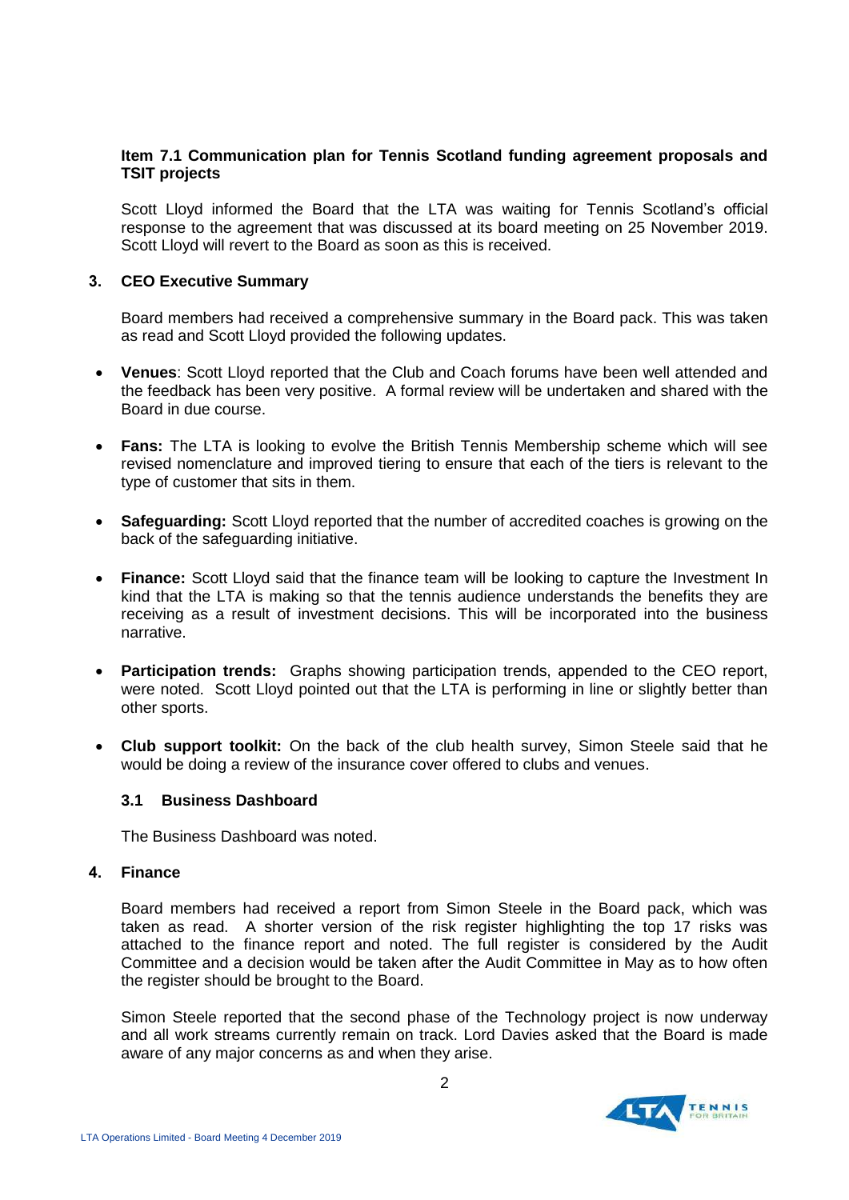**Item 7.1 Communication plan for Tennis Scotland funding agreement proposals and TSIT projects**

Scott Lloyd informed the Board that the LTA was waiting for Tennis Scotland's official response to the agreement that was discussed at its board meeting on 25 November 2019. Scott Lloyd will revert to the Board as soon as this is received.

## 3. CEO Executive Summary

Board members had received a comprehensive summary in the Board pack. This was taken as read and Scott Lloyd provided the following updates.

- **Venues**: Scott Lloyd reported that the Club and Coach forums have been well attended and the feedback has been very positive. A formal review will be undertaken and shared with the Board in due course.
- **Fans:** The LTA is looking to evolve the British Tennis Membership scheme which will see revised nomenclature and improved tiering to ensure that each of the tiers is relevant to the type of customer that sits in them.
- **Safeguarding:** Scott Lloyd reported that the number of accredited coaches is growing on the back of the safeguarding initiative.
- **Finance:** Scott Lloyd said that the finance team will be looking to capture the Investment In kind that the LTA is making so that the tennis audience understands the benefits they are receiving as a result of investment decisions. This will be incorporated into the business narrative.
- **Participation trends:** Graphs showing participation trends, appended to the CEO report, were noted. Scott Lloyd pointed out that the LTA is performing in line or slightly better than other sports.
- **Club support toolkit:** On the back of the club health survey, Simon Steele said that he would be doing a review of the insurance cover offered to clubs and venues.

### 3.1 Business Dashboard

The Business Dashboard was noted.

## 4. Finance

Board members had received a report from Simon Steele in the Board pack, which was taken as read. A shorter version of the risk register highlighting the top 17 risks was attached to the finance report and noted. The full register is considered by the Audit Committee and a decision would be taken after the Audit Committee in May as to how often the register should be brought to the Board.

Simon Steele reported that the second phase of the Technology project is now underway and all work streams currently remain on track. Lord Davies asked that the Board is made aware of any major concerns as and when they arise.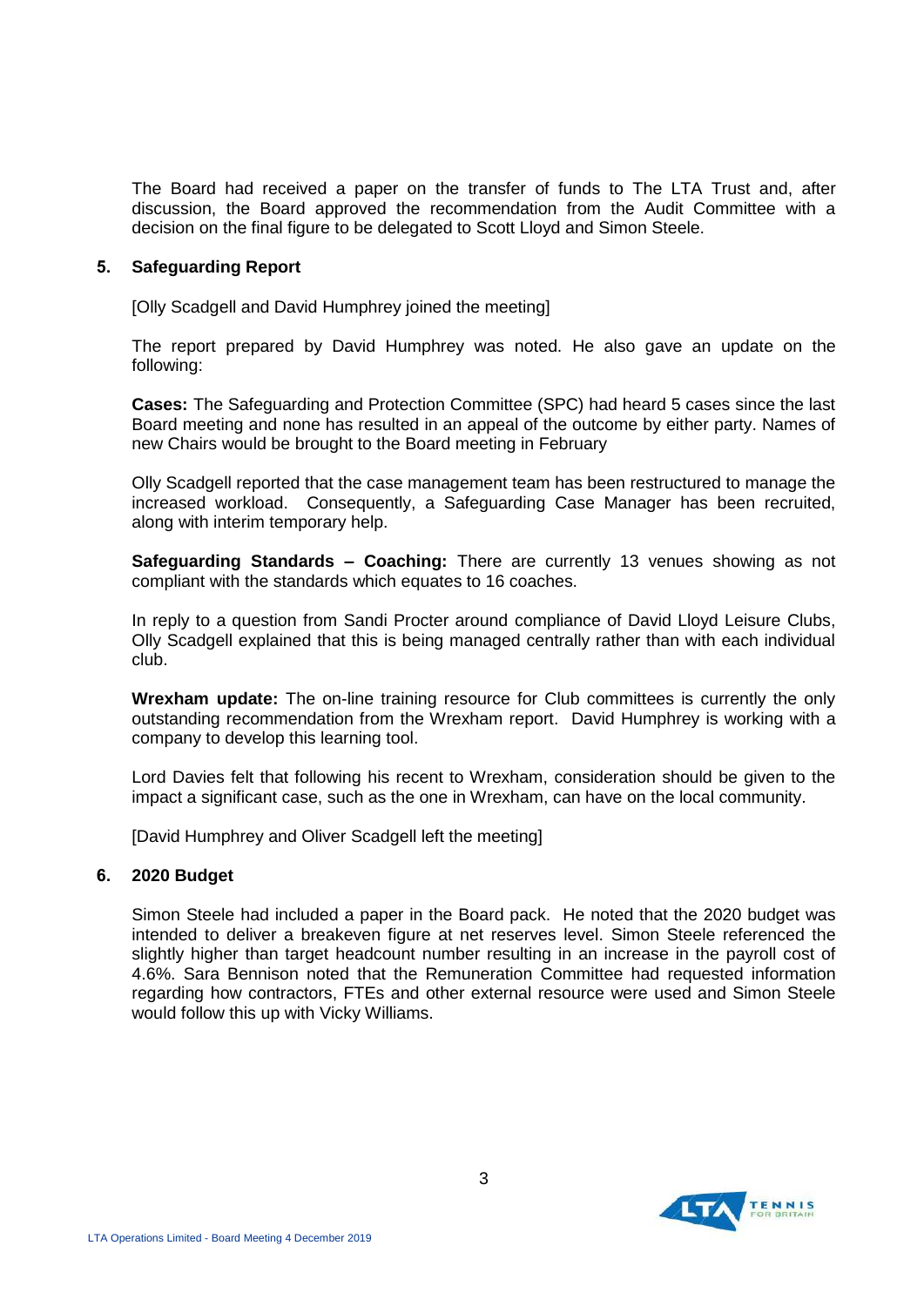The Board had received a paper on the transfer of funds to The LTA Trust and, after discussion, the Board approved the recommendation from the Audit Committee with a decision on the final figure to be delegated to Scott Lloyd and Simon Steele.

## 5. Safeguarding Report

[Olly Scadgell and David Humphrey joined the meeting]

The report prepared by David Humphrey was noted. He also gave an update on the following:

**Cases:** The Safeguarding and Protection Committee (SPC) had heard 5 cases since the last Board meeting and none has resulted in an appeal of the outcome by either party. Names of new Chairs would be brought to the Board meeting in February

Olly Scadgell reported that the case management team has been restructured to manage the increased workload. Consequently, a Safeguarding Case Manager has been recruited, along with interim temporary help.

**Safeguarding Standards – Coaching:** There are currently 13 venues showing as not compliant with the standards which equates to 16 coaches.

In reply to a question from Sandi Procter around compliance of David Lloyd Leisure Clubs, Olly Scadgell explained that this is being managed centrally rather than with each individual club.

**Wrexham update:** The on-line training resource for Club committees is currently the only outstanding recommendation from the Wrexham report. David Humphrey is working with a company to develop this learning tool.

Lord Davies felt that following his recent to Wrexham, consideration should be given to the impact a significant case, such as the one in Wrexham, can have on the local community.

[David Humphrey and Oliver Scadgell left the meeting]

## 6. 2020 Budget

Simon Steele had included a paper in the Board pack. He noted that the 2020 budget was intended to deliver a breakeven figure at net reserves level. Simon Steele referenced the slightly higher than target headcount number resulting in an increase in the payroll cost of 4.6%. Sara Bennison noted that the Remuneration Committee had requested information regarding how contractors, FTEs and other external resource were used and Simon Steele would follow this up with Vicky Williams.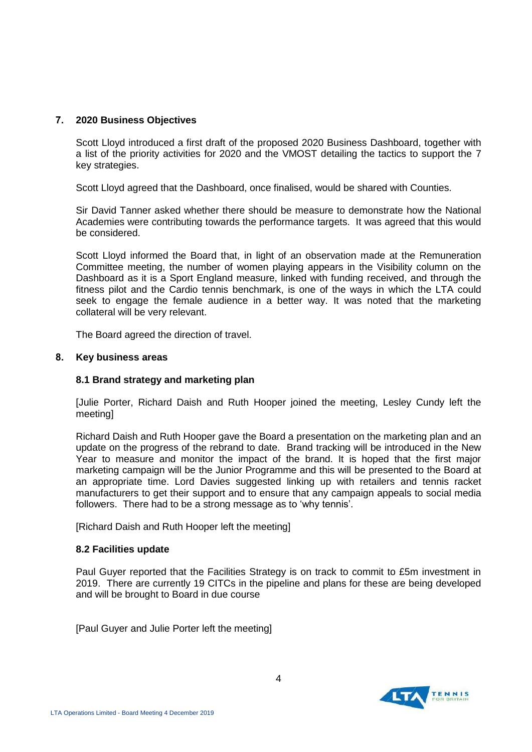## 7. 2020 Business Objectives

Scott Lloyd introduced a first draft of the proposed 2020 Business Dashboard, together with a list of the priority activities for 2020 and the VMOST detailing the tactics to support the 7 key strategies.

Scott Lloyd agreed that the Dashboard, once finalised, would be shared with Counties.

Sir David Tanner asked whether there should be measure to demonstrate how the National Academies were contributing towards the performance targets. It was agreed that this would be considered.

Scott Lloyd informed the Board that, in light of an observation made at the Remuneration Committee meeting, the number of women playing appears in the Visibility column on the Dashboard as it is a Sport England measure, linked with funding received, and through the fitness pilot and the Cardio tennis benchmark, is one of the ways in which the LTA could seek to engage the female audience in a better way. It was noted that the marketing collateral will be very relevant.

The Board agreed the direction of travel.

## 8. Key business areas

### 8.1 Brand strategy and marketing plan

[Julie Porter, Richard Daish and Ruth Hooper joined the meeting, Lesley Cundy left the meeting]

Richard Daish and Ruth Hooper gave the Board a presentation on the marketing plan and an update on the progress of the rebrand to date. Brand tracking will be introduced in the New Year to measure and monitor the impact of the brand. It is hoped that the first major marketing campaign will be the Junior Programme and this will be presented to the Board at an appropriate time. Lord Davies suggested linking up with retailers and tennis racket manufacturers to get their support and to ensure that any campaign appeals to social media followers. There had to be a strong message as to 'why tennis'.

[Richard Daish and Ruth Hooper left the meeting]

### 8.2 Facilities update

Paul Guyer reported that the Facilities Strategy is on track to commit to £5m investment in 2019. There are currently 19 CITCs in the pipeline and plans for these are being developed and will be brought to Board in due course

[Paul Guyer and Julie Porter left the meeting]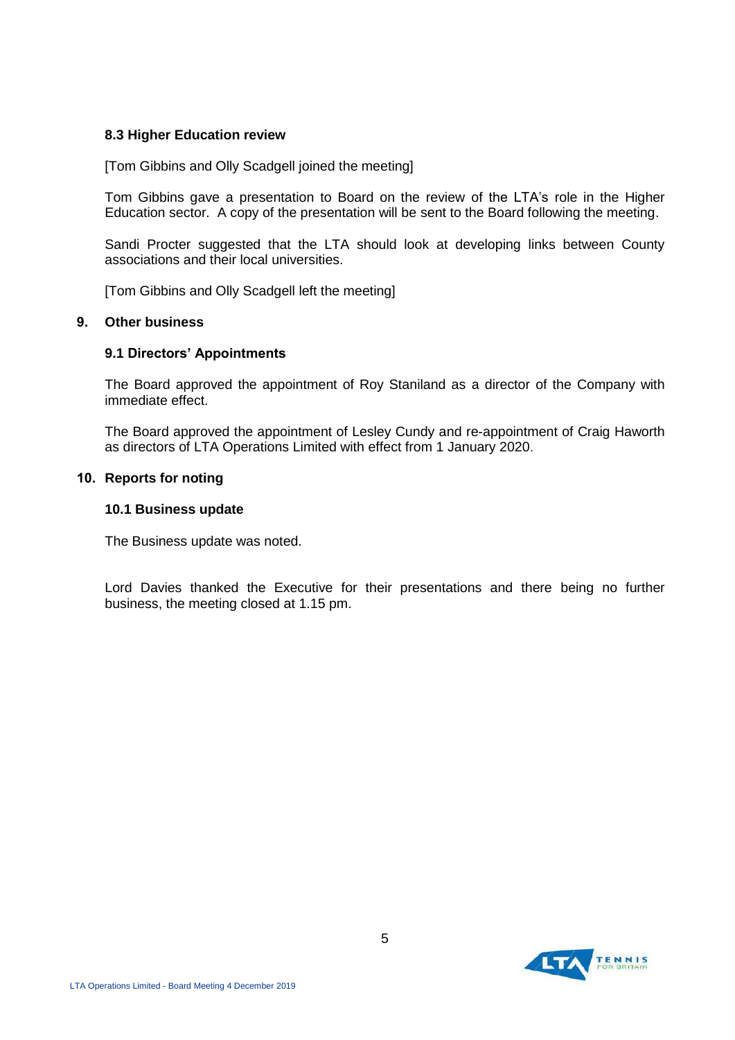### 8.3 Higher Education review

[Tom Gibbins and Olly Scadgell joined the meeting]

Tom Gibbins gave a presentation to Board on the review of the LTA's role in the Higher Education sector. A copy of the presentation will be sent to the Board following the meeting.

Sandi Procter suggested that the LTA should look at developing links between County associations and their local universities.

[Tom Gibbins and Olly Scadgell left the meeting]

## 9. Other business

### 9.1 Directors' Appointments

The Board approved the appointment of Roy Staniland as a director of the Company with immediate effect.

The Board approved the appointment of Lesley Cundy and re-appointment of Craig Haworth as directors of LTA Operations Limited with effect from 1 January 2020.

## 10. Reports for noting

### 10.1 Business update

The Business update was noted.

Lord Davies thanked the Executive for their presentations and there being no further business, the meeting closed at 1.15 pm.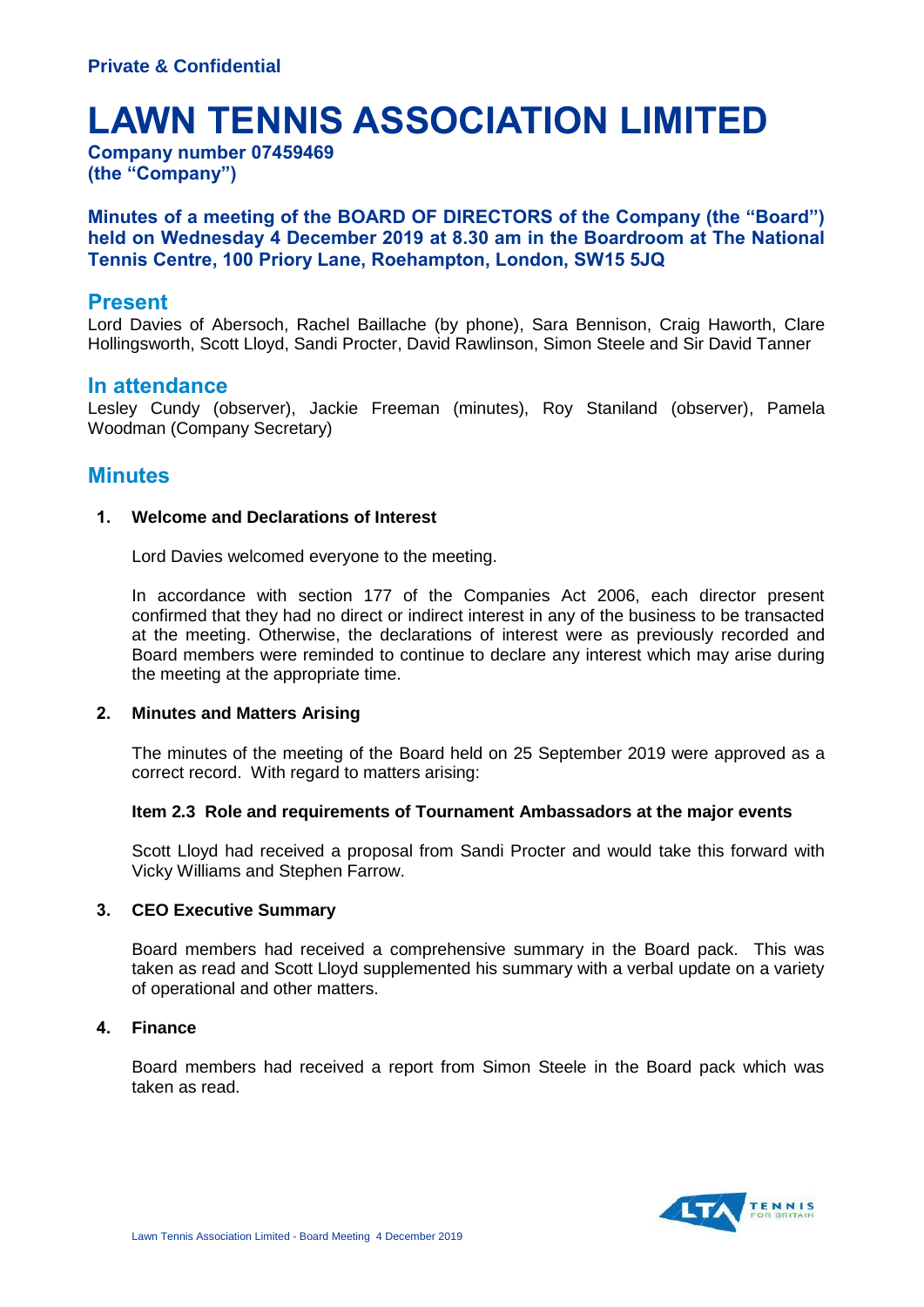**Private & Confidential**

# LAWN TENNIS ASSOCIATION LIMITED

**Company number 07459469**
**(the "Company")**

**Minutes of a meeting of the BOARD OF DIRECTORS of the Company (the "Board") held on Wednesday 4 December 2019 at 8.30 am in the Boardroom at The National Tennis Centre, 100 Priory Lane, Roehampton, London, SW15 5JQ**

## Present

Lord Davies of Abersoch, Rachel Baillache (by phone), Sara Bennison, Craig Haworth, Clare Hollingsworth, Scott Lloyd, Sandi Procter, David Rawlinson, Simon Steele and Sir David Tanner

## In attendance

Lesley Cundy (observer), Jackie Freeman (minutes), Roy Staniland (observer), Pamela Woodman (Company Secretary)

## Minutes

**1. Welcome and Declarations of Interest**

Lord Davies welcomed everyone to the meeting.

In accordance with section 177 of the Companies Act 2006, each director present confirmed that they had no direct or indirect interest in any of the business to be transacted at the meeting. Otherwise, the declarations of interest were as previously recorded and Board members were reminded to continue to declare any interest which may arise during the meeting at the appropriate time.

**2. Minutes and Matters Arising**

The minutes of the meeting of the Board held on 25 September 2019 were approved as a correct record. With regard to matters arising:

**Item 2.3 Role and requirements of Tournament Ambassadors at the major events**

Scott Lloyd had received a proposal from Sandi Procter and would take this forward with Vicky Williams and Stephen Farrow.

**3. CEO Executive Summary**

Board members had received a comprehensive summary in the Board pack. This was taken as read and Scott Lloyd supplemented his summary with a verbal update on a variety of operational and other matters.

**4. Finance**

Board members had received a report from Simon Steele in the Board pack which was taken as read.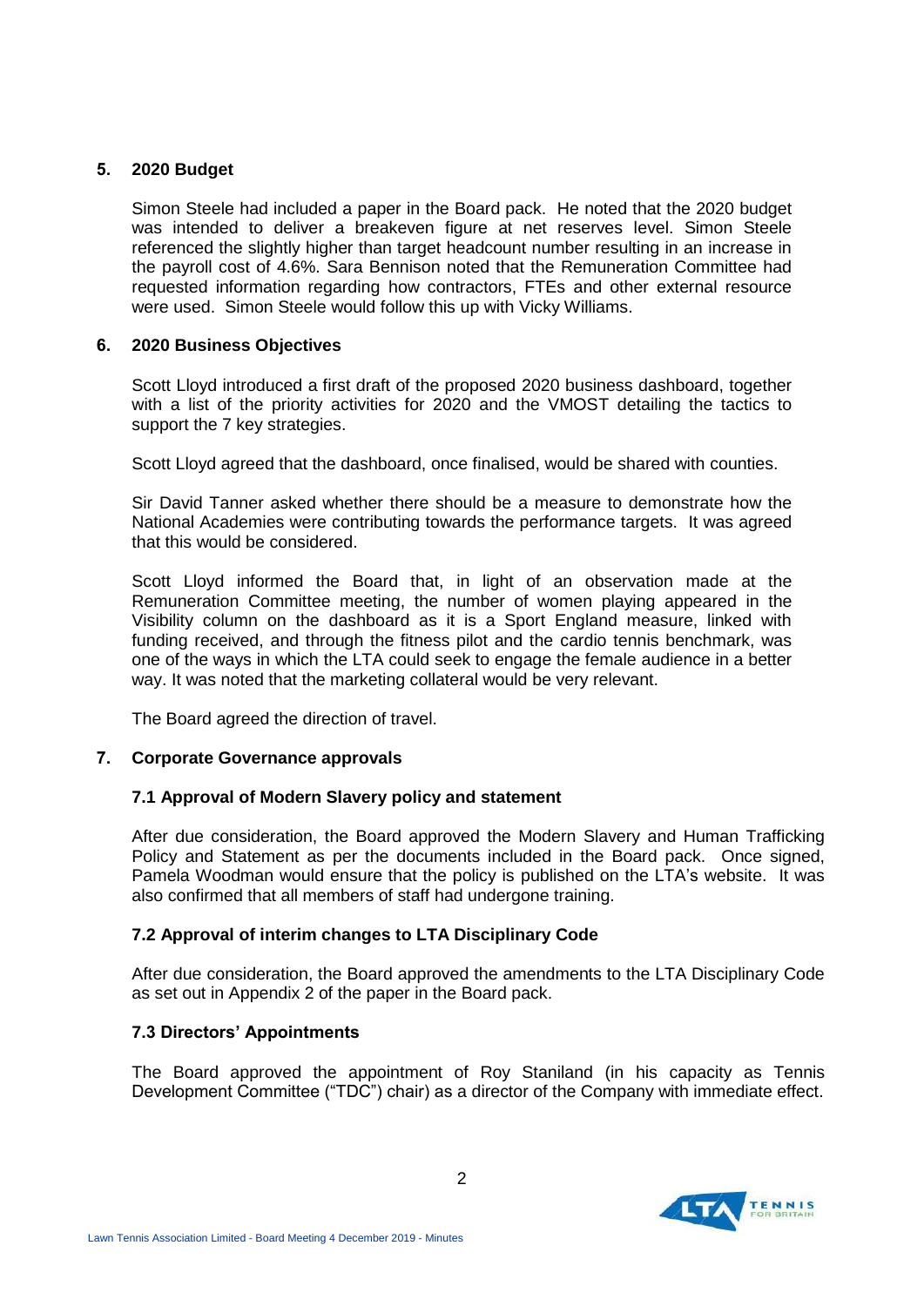## 5. 2020 Budget

Simon Steele had included a paper in the Board pack. He noted that the 2020 budget was intended to deliver a breakeven figure at net reserves level. Simon Steele referenced the slightly higher than target headcount number resulting in an increase in the payroll cost of 4.6%. Sara Bennison noted that the Remuneration Committee had requested information regarding how contractors, FTEs and other external resource were used. Simon Steele would follow this up with Vicky Williams.

## 6. 2020 Business Objectives

Scott Lloyd introduced a first draft of the proposed 2020 business dashboard, together with a list of the priority activities for 2020 and the VMOST detailing the tactics to support the 7 key strategies.

Scott Lloyd agreed that the dashboard, once finalised, would be shared with counties.

Sir David Tanner asked whether there should be a measure to demonstrate how the National Academies were contributing towards the performance targets. It was agreed that this would be considered.

Scott Lloyd informed the Board that, in light of an observation made at the Remuneration Committee meeting, the number of women playing appeared in the Visibility column on the dashboard as it is a Sport England measure, linked with funding received, and through the fitness pilot and the cardio tennis benchmark, was one of the ways in which the LTA could seek to engage the female audience in a better way. It was noted that the marketing collateral would be very relevant.

The Board agreed the direction of travel.

## 7. Corporate Governance approvals

### 7.1 Approval of Modern Slavery policy and statement

After due consideration, the Board approved the Modern Slavery and Human Trafficking Policy and Statement as per the documents included in the Board pack. Once signed, Pamela Woodman would ensure that the policy is published on the LTA's website. It was also confirmed that all members of staff had undergone training.

### 7.2 Approval of interim changes to LTA Disciplinary Code

After due consideration, the Board approved the amendments to the LTA Disciplinary Code as set out in Appendix 2 of the paper in the Board pack.

### 7.3 Directors' Appointments

The Board approved the appointment of Roy Staniland (in his capacity as Tennis Development Committee ("TDC") chair) as a director of the Company with immediate effect.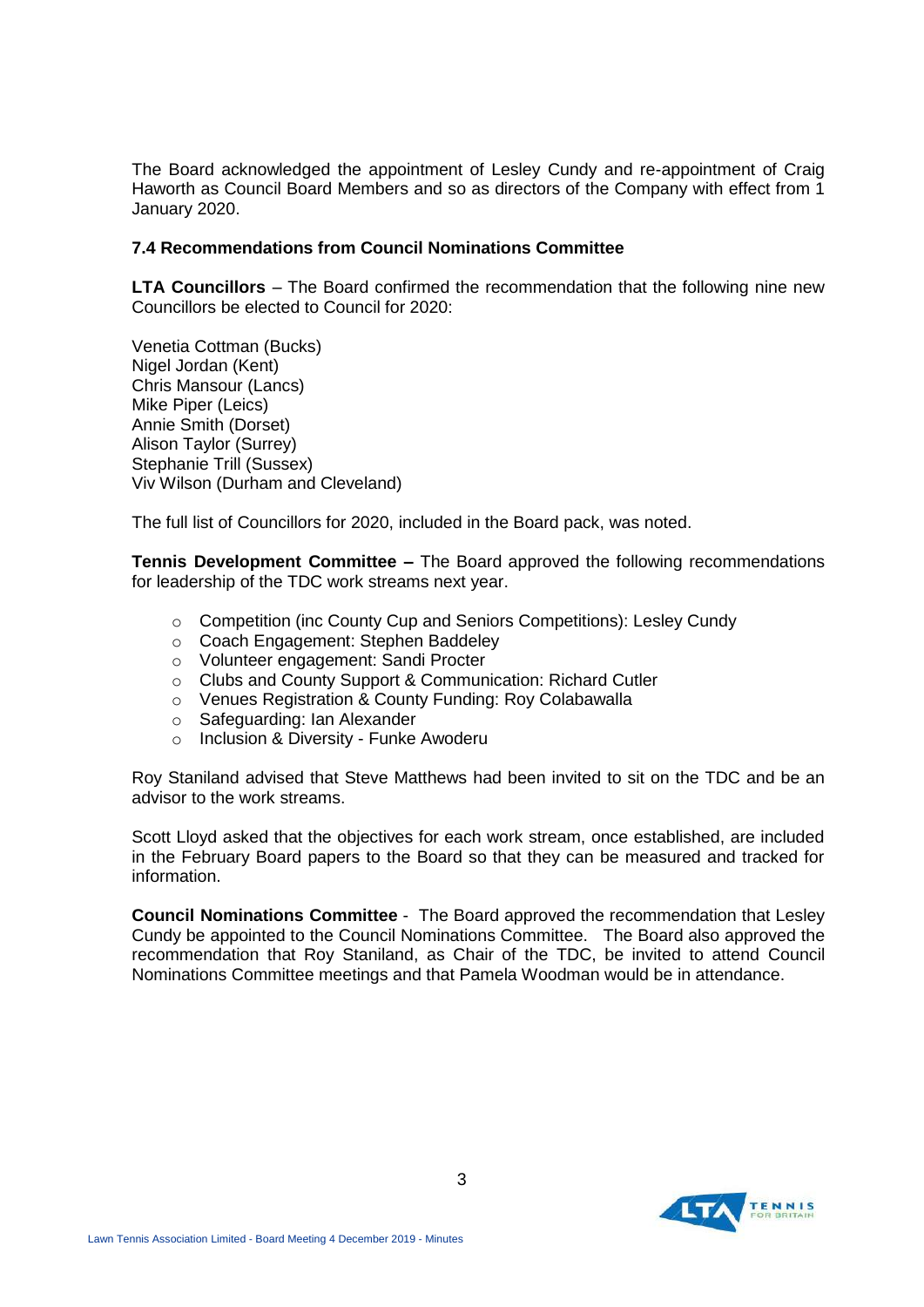The Board acknowledged the appointment of Lesley Cundy and re-appointment of Craig Haworth as Council Board Members and so as directors of the Company with effect from 1 January 2020.

### 7.4 Recommendations from Council Nominations Committee

**LTA Councillors** – The Board confirmed the recommendation that the following nine new Councillors be elected to Council for 2020:

Venetia Cottman (Bucks)
Nigel Jordan (Kent)
Chris Mansour (Lancs)
Mike Piper (Leics)
Annie Smith (Dorset)
Alison Taylor (Surrey)
Stephanie Trill (Sussex)
Viv Wilson (Durham and Cleveland)

The full list of Councillors for 2020, included in the Board pack, was noted.

**Tennis Development Committee –** The Board approved the following recommendations for leadership of the TDC work streams next year.

- Competition (inc County Cup and Seniors Competitions): Lesley Cundy
- Coach Engagement: Stephen Baddeley
- Volunteer engagement: Sandi Procter
- Clubs and County Support & Communication: Richard Cutler
- Venues Registration & County Funding: Roy Colabawalla
- Safeguarding: Ian Alexander
- Inclusion & Diversity - Funke Awoderu

Roy Staniland advised that Steve Matthews had been invited to sit on the TDC and be an advisor to the work streams.

Scott Lloyd asked that the objectives for each work stream, once established, are included in the February Board papers to the Board so that they can be measured and tracked for information.

**Council Nominations Committee** - The Board approved the recommendation that Lesley Cundy be appointed to the Council Nominations Committee. The Board also approved the recommendation that Roy Staniland, as Chair of the TDC, be invited to attend Council Nominations Committee meetings and that Pamela Woodman would be in attendance.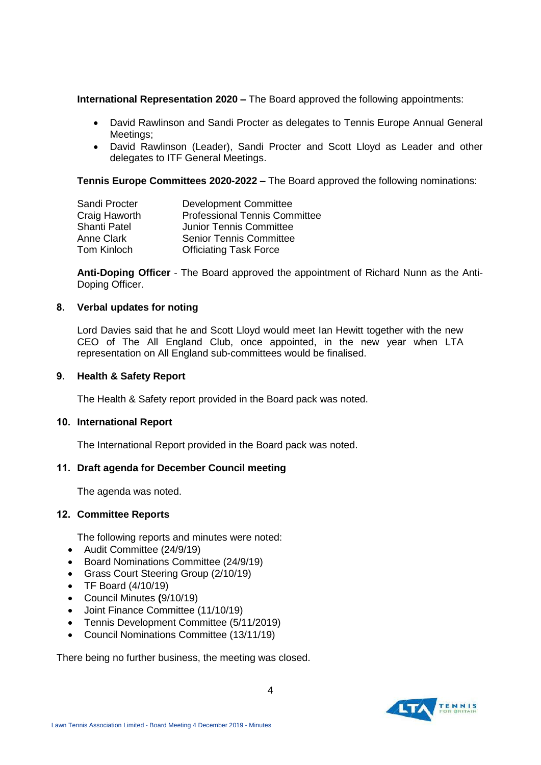**International Representation 2020 –** The Board approved the following appointments:

- David Rawlinson and Sandi Procter as delegates to Tennis Europe Annual General Meetings;
- David Rawlinson (Leader), Sandi Procter and Scott Lloyd as Leader and other delegates to ITF General Meetings.

**Tennis Europe Committees 2020-2022 –** The Board approved the following nominations:

| | |
|---|---|
| Sandi Procter | Development Committee |
| Craig Haworth | Professional Tennis Committee |
| Shanti Patel | Junior Tennis Committee |
| Anne Clark | Senior Tennis Committee |
| Tom Kinloch | Officiating Task Force |

**Anti-Doping Officer** - The Board approved the appointment of Richard Nunn as the Anti-Doping Officer.

### 8. Verbal updates for noting

Lord Davies said that he and Scott Lloyd would meet Ian Hewitt together with the new CEO of The All England Club, once appointed, in the new year when LTA representation on All England sub-committees would be finalised.

### 9. Health & Safety Report

The Health & Safety report provided in the Board pack was noted.

### 10. International Report

The International Report provided in the Board pack was noted.

### 11. Draft agenda for December Council meeting

The agenda was noted.

### 12. Committee Reports

The following reports and minutes were noted:

- Audit Committee (24/9/19)
- Board Nominations Committee (24/9/19)
- Grass Court Steering Group (2/10/19)
- TF Board (4/10/19)
- Council Minutes **(**9/10/19)
- Joint Finance Committee (11/10/19)
- Tennis Development Committee (5/11/2019)
- Council Nominations Committee (13/11/19)

There being no further business, the meeting was closed.